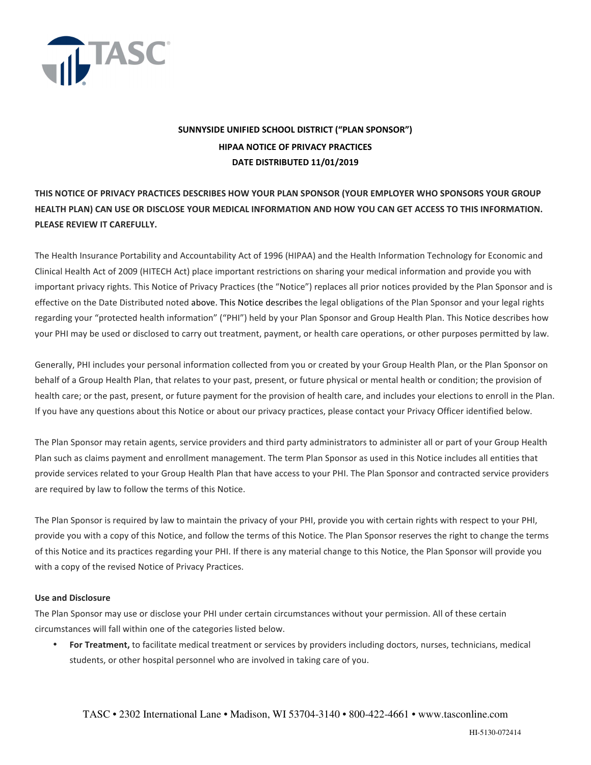**SUNNYSIDE UNIFIED SCHOOL DISTRICT ("PLAN SPONSOR")**
**HIPAA NOTICE OF PRIVACY PRACTICES**
**DATE DISTRIBUTED 11/01/2019**

**THIS NOTICE OF PRIVACY PRACTICES DESCRIBES HOW YOUR PLAN SPONSOR (YOUR EMPLOYER WHO SPONSORS YOUR GROUP HEALTH PLAN) CAN USE OR DISCLOSE YOUR MEDICAL INFORMATION AND HOW YOU CAN GET ACCESS TO THIS INFORMATION. PLEASE REVIEW IT CAREFULLY.**

The Health Insurance Portability and Accountability Act of 1996 (HIPAA) and the Health Information Technology for Economic and Clinical Health Act of 2009 (HITECH Act) place important restrictions on sharing your medical information and provide you with important privacy rights. This Notice of Privacy Practices (the "Notice") replaces all prior notices provided by the Plan Sponsor and is effective on the Date Distributed noted above. This Notice describes the legal obligations of the Plan Sponsor and your legal rights regarding your "protected health information" ("PHI") held by your Plan Sponsor and Group Health Plan. This Notice describes how your PHI may be used or disclosed to carry out treatment, payment, or health care operations, or other purposes permitted by law.

Generally, PHI includes your personal information collected from you or created by your Group Health Plan, or the Plan Sponsor on behalf of a Group Health Plan, that relates to your past, present, or future physical or mental health or condition; the provision of health care; or the past, present, or future payment for the provision of health care, and includes your elections to enroll in the Plan. If you have any questions about this Notice or about our privacy practices, please contact your Privacy Officer identified below.

The Plan Sponsor may retain agents, service providers and third party administrators to administer all or part of your Group Health Plan such as claims payment and enrollment management. The term Plan Sponsor as used in this Notice includes all entities that provide services related to your Group Health Plan that have access to your PHI. The Plan Sponsor and contracted service providers are required by law to follow the terms of this Notice.

The Plan Sponsor is required by law to maintain the privacy of your PHI, provide you with certain rights with respect to your PHI, provide you with a copy of this Notice, and follow the terms of this Notice. The Plan Sponsor reserves the right to change the terms of this Notice and its practices regarding your PHI. If there is any material change to this Notice, the Plan Sponsor will provide you with a copy of the revised Notice of Privacy Practices.

**Use and Disclosure**

The Plan Sponsor may use or disclose your PHI under certain circumstances without your permission. All of these certain circumstances will fall within one of the categories listed below.

- **For Treatment,** to facilitate medical treatment or services by providers including doctors, nurses, technicians, medical students, or other hospital personnel who are involved in taking care of you.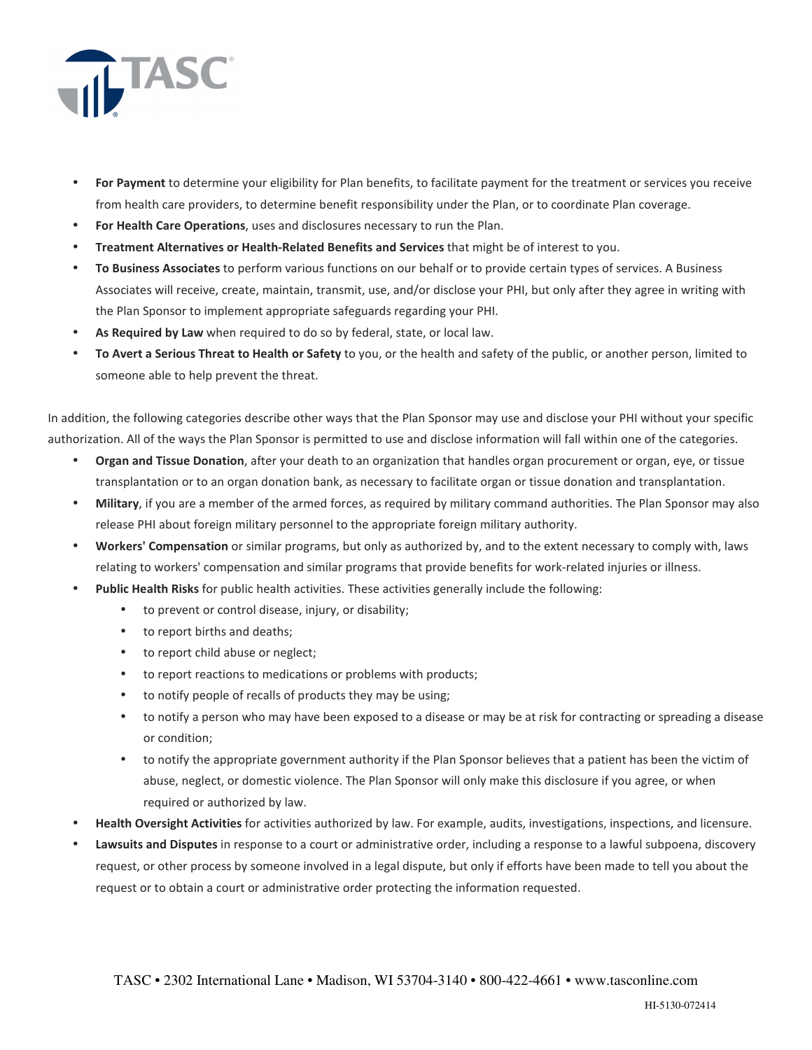- **For Payment** to determine your eligibility for Plan benefits, to facilitate payment for the treatment or services you receive from health care providers, to determine benefit responsibility under the Plan, or to coordinate Plan coverage.
- **For Health Care Operations**, uses and disclosures necessary to run the Plan.
- **Treatment Alternatives or Health-Related Benefits and Services** that might be of interest to you.
- **To Business Associates** to perform various functions on our behalf or to provide certain types of services. A Business Associates will receive, create, maintain, transmit, use, and/or disclose your PHI, but only after they agree in writing with the Plan Sponsor to implement appropriate safeguards regarding your PHI.
- **As Required by Law** when required to do so by federal, state, or local law.
- **To Avert a Serious Threat to Health or Safety** to you, or the health and safety of the public, or another person, limited to someone able to help prevent the threat.

In addition, the following categories describe other ways that the Plan Sponsor may use and disclose your PHI without your specific authorization. All of the ways the Plan Sponsor is permitted to use and disclose information will fall within one of the categories.

- **Organ and Tissue Donation**, after your death to an organization that handles organ procurement or organ, eye, or tissue transplantation or to an organ donation bank, as necessary to facilitate organ or tissue donation and transplantation.
- **Military**, if you are a member of the armed forces, as required by military command authorities. The Plan Sponsor may also release PHI about foreign military personnel to the appropriate foreign military authority.
- **Workers' Compensation** or similar programs, but only as authorized by, and to the extent necessary to comply with, laws relating to workers' compensation and similar programs that provide benefits for work-related injuries or illness.
- **Public Health Risks** for public health activities. These activities generally include the following:
  - to prevent or control disease, injury, or disability;
  - to report births and deaths;
  - to report child abuse or neglect;
  - to report reactions to medications or problems with products;
  - to notify people of recalls of products they may be using;
  - to notify a person who may have been exposed to a disease or may be at risk for contracting or spreading a disease or condition;
  - to notify the appropriate government authority if the Plan Sponsor believes that a patient has been the victim of abuse, neglect, or domestic violence. The Plan Sponsor will only make this disclosure if you agree, or when required or authorized by law.
- **Health Oversight Activities** for activities authorized by law. For example, audits, investigations, inspections, and licensure.
- **Lawsuits and Disputes** in response to a court or administrative order, including a response to a lawful subpoena, discovery request, or other process by someone involved in a legal dispute, but only if efforts have been made to tell you about the request or to obtain a court or administrative order protecting the information requested.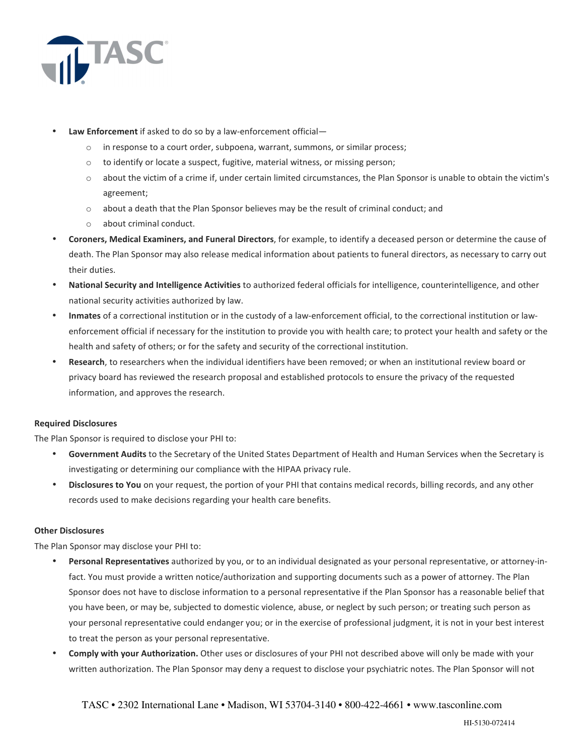- **Law Enforcement** if asked to do so by a law-enforcement official—
  - in response to a court order, subpoena, warrant, summons, or similar process;
  - to identify or locate a suspect, fugitive, material witness, or missing person;
  - about the victim of a crime if, under certain limited circumstances, the Plan Sponsor is unable to obtain the victim's agreement;
  - about a death that the Plan Sponsor believes may be the result of criminal conduct; and
  - about criminal conduct.
- **Coroners, Medical Examiners, and Funeral Directors**, for example, to identify a deceased person or determine the cause of death. The Plan Sponsor may also release medical information about patients to funeral directors, as necessary to carry out their duties.
- **National Security and Intelligence Activities** to authorized federal officials for intelligence, counterintelligence, and other national security activities authorized by law.
- **Inmates** of a correctional institution or in the custody of a law-enforcement official, to the correctional institution or law-enforcement official if necessary for the institution to provide you with health care; to protect your health and safety or the health and safety of others; or for the safety and security of the correctional institution.
- **Research**, to researchers when the individual identifiers have been removed; or when an institutional review board or privacy board has reviewed the research proposal and established protocols to ensure the privacy of the requested information, and approves the research.

**Required Disclosures**

The Plan Sponsor is required to disclose your PHI to:

- **Government Audits** to the Secretary of the United States Department of Health and Human Services when the Secretary is investigating or determining our compliance with the HIPAA privacy rule.
- **Disclosures to You** on your request, the portion of your PHI that contains medical records, billing records, and any other records used to make decisions regarding your health care benefits.

**Other Disclosures**

The Plan Sponsor may disclose your PHI to:

- **Personal Representatives** authorized by you, or to an individual designated as your personal representative, or attorney-in-fact. You must provide a written notice/authorization and supporting documents such as a power of attorney. The Plan Sponsor does not have to disclose information to a personal representative if the Plan Sponsor has a reasonable belief that you have been, or may be, subjected to domestic violence, abuse, or neglect by such person; or treating such person as your personal representative could endanger you; or in the exercise of professional judgment, it is not in your best interest to treat the person as your personal representative.
- **Comply with your Authorization.** Other uses or disclosures of your PHI not described above will only be made with your written authorization. The Plan Sponsor may deny a request to disclose your psychiatric notes. The Plan Sponsor will not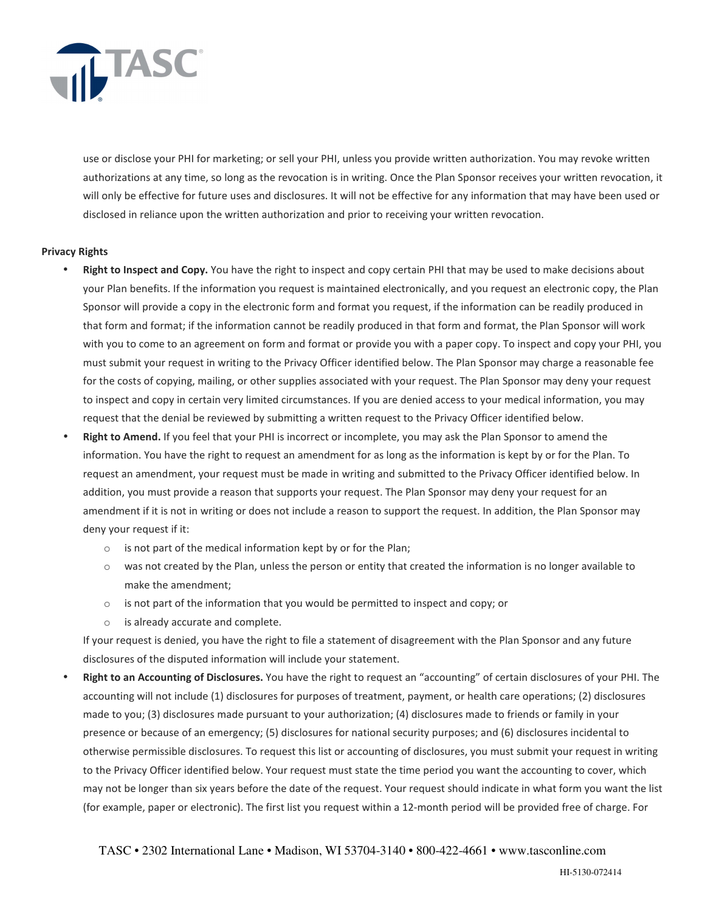use or disclose your PHI for marketing; or sell your PHI, unless you provide written authorization. You may revoke written authorizations at any time, so long as the revocation is in writing. Once the Plan Sponsor receives your written revocation, it will only be effective for future uses and disclosures. It will not be effective for any information that may have been used or disclosed in reliance upon the written authorization and prior to receiving your written revocation.

**Privacy Rights**

- **Right to Inspect and Copy.** You have the right to inspect and copy certain PHI that may be used to make decisions about your Plan benefits. If the information you request is maintained electronically, and you request an electronic copy, the Plan Sponsor will provide a copy in the electronic form and format you request, if the information can be readily produced in that form and format; if the information cannot be readily produced in that form and format, the Plan Sponsor will work with you to come to an agreement on form and format or provide you with a paper copy. To inspect and copy your PHI, you must submit your request in writing to the Privacy Officer identified below. The Plan Sponsor may charge a reasonable fee for the costs of copying, mailing, or other supplies associated with your request. The Plan Sponsor may deny your request to inspect and copy in certain very limited circumstances. If you are denied access to your medical information, you may request that the denial be reviewed by submitting a written request to the Privacy Officer identified below.
- **Right to Amend.** If you feel that your PHI is incorrect or incomplete, you may ask the Plan Sponsor to amend the information. You have the right to request an amendment for as long as the information is kept by or for the Plan. To request an amendment, your request must be made in writing and submitted to the Privacy Officer identified below. In addition, you must provide a reason that supports your request. The Plan Sponsor may deny your request for an amendment if it is not in writing or does not include a reason to support the request. In addition, the Plan Sponsor may deny your request if it:
  - is not part of the medical information kept by or for the Plan;
  - was not created by the Plan, unless the person or entity that created the information is no longer available to make the amendment;
  - is not part of the information that you would be permitted to inspect and copy; or
  - is already accurate and complete.

  If your request is denied, you have the right to file a statement of disagreement with the Plan Sponsor and any future disclosures of the disputed information will include your statement.
- **Right to an Accounting of Disclosures.** You have the right to request an "accounting" of certain disclosures of your PHI. The accounting will not include (1) disclosures for purposes of treatment, payment, or health care operations; (2) disclosures made to you; (3) disclosures made pursuant to your authorization; (4) disclosures made to friends or family in your presence or because of an emergency; (5) disclosures for national security purposes; and (6) disclosures incidental to otherwise permissible disclosures. To request this list or accounting of disclosures, you must submit your request in writing to the Privacy Officer identified below. Your request must state the time period you want the accounting to cover, which may not be longer than six years before the date of the request. Your request should indicate in what form you want the list (for example, paper or electronic). The first list you request within a 12-month period will be provided free of charge. For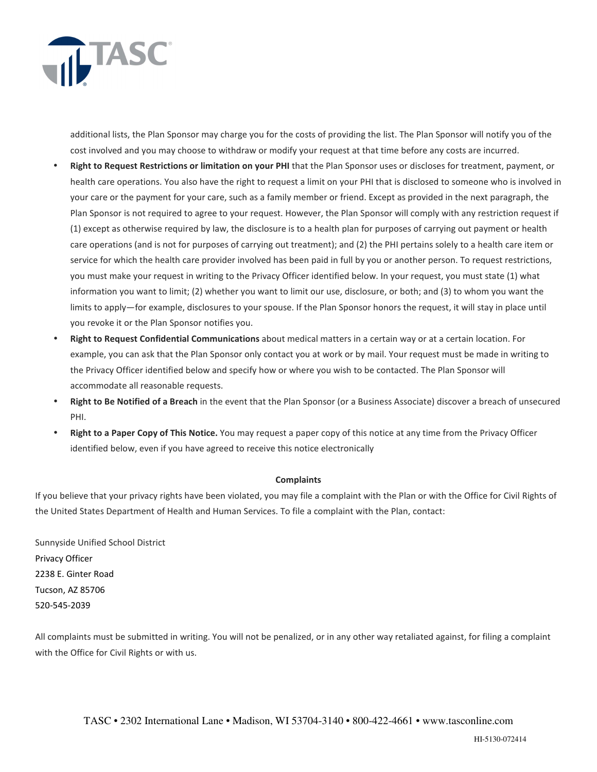additional lists, the Plan Sponsor may charge you for the costs of providing the list. The Plan Sponsor will notify you of the cost involved and you may choose to withdraw or modify your request at that time before any costs are incurred.

- **Right to Request Restrictions or limitation on your PHI** that the Plan Sponsor uses or discloses for treatment, payment, or health care operations. You also have the right to request a limit on your PHI that is disclosed to someone who is involved in your care or the payment for your care, such as a family member or friend. Except as provided in the next paragraph, the Plan Sponsor is not required to agree to your request. However, the Plan Sponsor will comply with any restriction request if (1) except as otherwise required by law, the disclosure is to a health plan for purposes of carrying out payment or health care operations (and is not for purposes of carrying out treatment); and (2) the PHI pertains solely to a health care item or service for which the health care provider involved has been paid in full by you or another person. To request restrictions, you must make your request in writing to the Privacy Officer identified below. In your request, you must state (1) what information you want to limit; (2) whether you want to limit our use, disclosure, or both; and (3) to whom you want the limits to apply—for example, disclosures to your spouse. If the Plan Sponsor honors the request, it will stay in place until you revoke it or the Plan Sponsor notifies you.
- **Right to Request Confidential Communications** about medical matters in a certain way or at a certain location. For example, you can ask that the Plan Sponsor only contact you at work or by mail. Your request must be made in writing to the Privacy Officer identified below and specify how or where you wish to be contacted. The Plan Sponsor will accommodate all reasonable requests.
- **Right to Be Notified of a Breach** in the event that the Plan Sponsor (or a Business Associate) discover a breach of unsecured PHI.
- **Right to a Paper Copy of This Notice.** You may request a paper copy of this notice at any time from the Privacy Officer identified below, even if you have agreed to receive this notice electronically

## Complaints

If you believe that your privacy rights have been violated, you may file a complaint with the Plan or with the Office for Civil Rights of the United States Department of Health and Human Services. To file a complaint with the Plan, contact:

Sunnyside Unified School District  
Privacy Officer  
2238 E. Ginter Road  
Tucson, AZ 85706  
520-545-2039

All complaints must be submitted in writing. You will not be penalized, or in any other way retaliated against, for filing a complaint with the Office for Civil Rights or with us.

TASC • 2302 International Lane • Madison, WI 53704-3140 • 800-422-4661 • www.tasconline.com

HI-5130-072414